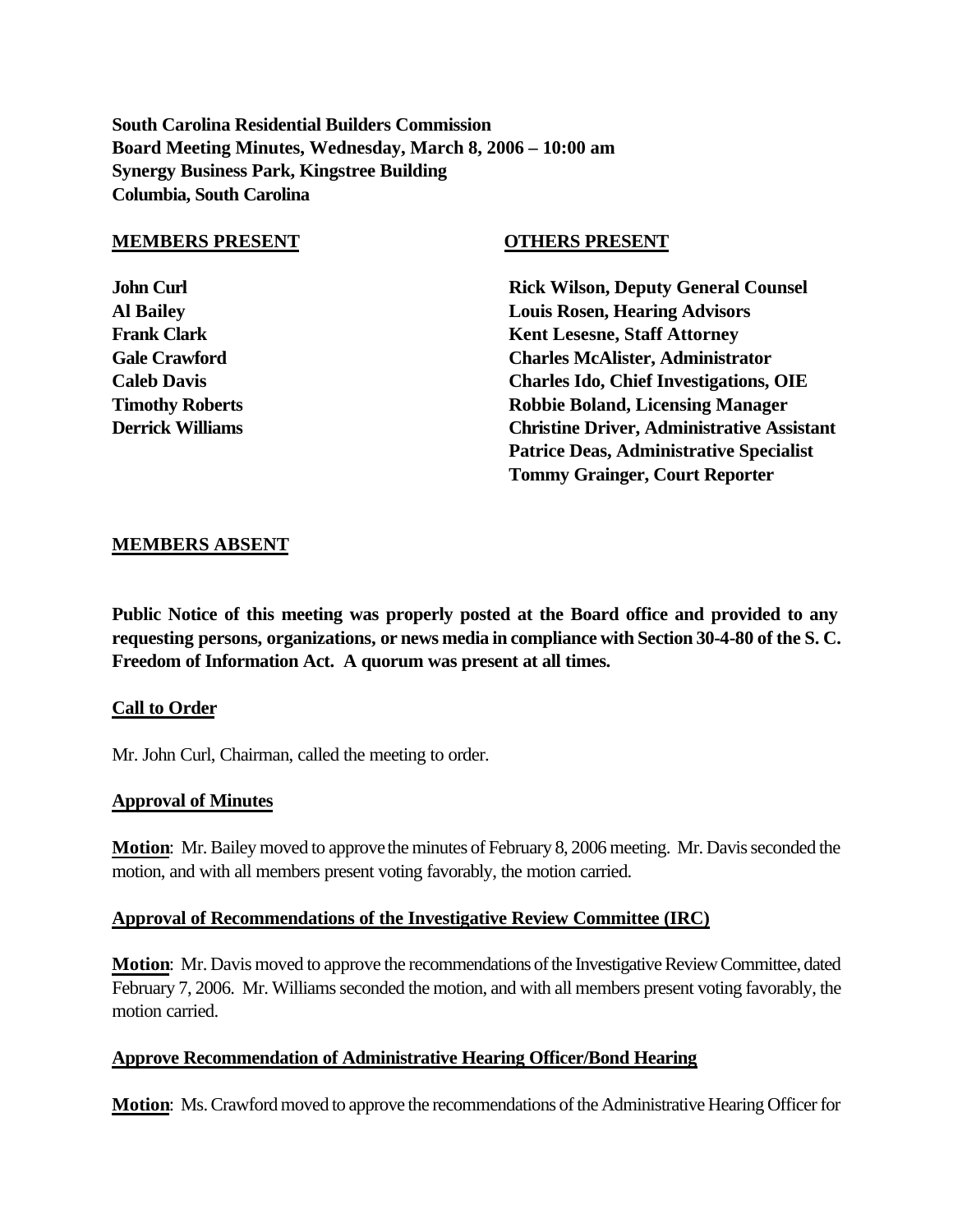**South Carolina Residential Builders Commission**
**Board Meeting Minutes, Wednesday, March 8, 2006 – 10:00 am**
**Synergy Business Park, Kingstree Building**
**Columbia, South Carolina**

**MEMBERS PRESENT**

**John Curl**
**Al Bailey**
**Frank Clark**
**Gale Crawford**
**Caleb Davis**
**Timothy Roberts**
**Derrick Williams**

**OTHERS PRESENT**

**Rick Wilson, Deputy General Counsel**
**Louis Rosen, Hearing Advisors**
**Kent Lesesne, Staff Attorney**
**Charles McAlister, Administrator**
**Charles Ido, Chief Investigations, OIE**
**Robbie Boland, Licensing Manager**
**Christine Driver, Administrative Assistant**
**Patrice Deas, Administrative Specialist**
**Tommy Grainger, Court Reporter**

**MEMBERS ABSENT**

**Public Notice of this meeting was properly posted at the Board office and provided to any requesting persons, organizations, or news media in compliance with Section 30-4-80 of the S. C. Freedom of Information Act. A quorum was present at all times.**

**Call to Order**

Mr. John Curl, Chairman, called the meeting to order.

**Approval of Minutes**

**Motion**: Mr. Bailey moved to approve the minutes of February 8, 2006 meeting. Mr. Davis seconded the motion, and with all members present voting favorably, the motion carried.

**Approval of Recommendations of the Investigative Review Committee (IRC)**

**Motion**: Mr. Davis moved to approve the recommendations of the Investigative Review Committee, dated February 7, 2006. Mr. Williams seconded the motion, and with members present voting favorably, the motion carried.

**Approve Recommendation of Administrative Hearing Officer/Bond Hearing**

**Motion**: Ms. Crawford moved to approve the recommendations of the Administrative Hearing Officer for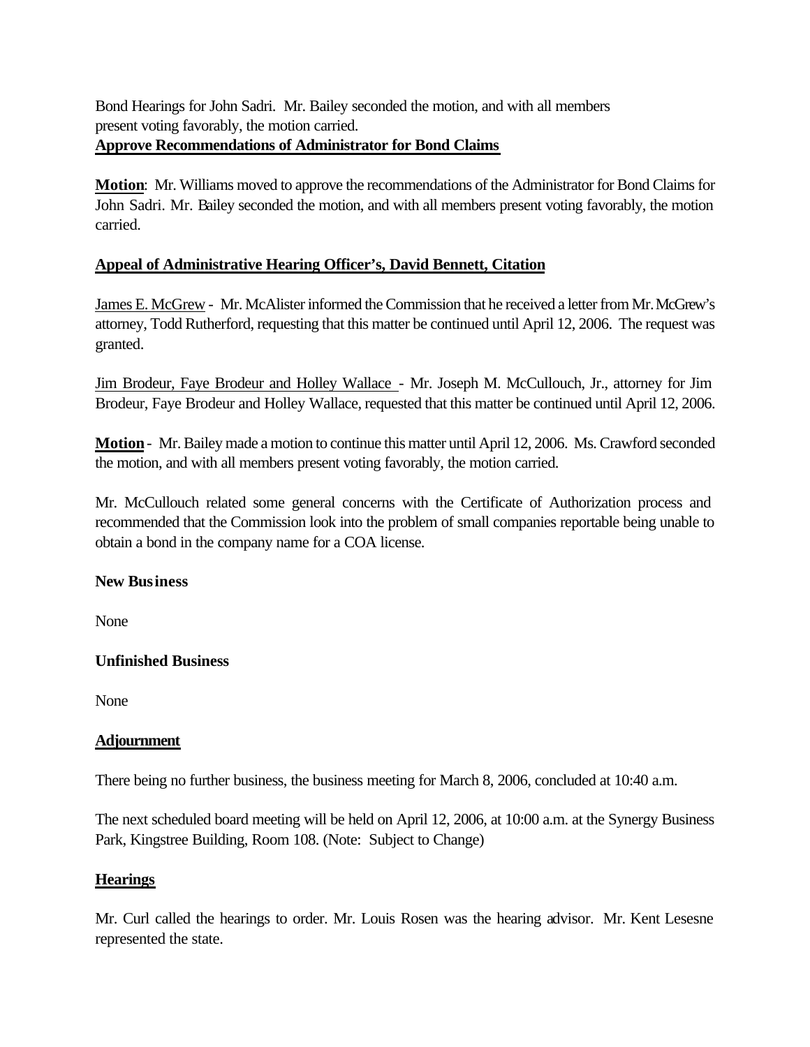Bond Hearings for John Sadri. Mr. Bailey seconded the motion, and with all members present voting favorably, the motion carried.

**Approve Recommendations of Administrator for Bond Claims**

**Motion**: Mr. Williams moved to approve the recommendations of the Administrator for Bond Claims for John Sadri. Mr. Bailey seconded the motion, and with all members present voting favorably, the motion carried.

**Appeal of Administrative Hearing Officer's, David Bennett, Citation**

James E. McGrew - Mr. McAlister informed the Commission that he received a letter from Mr. McGrew's attorney, Todd Rutherford, requesting that this matter be continued until April 12, 2006. The request was granted.

Jim Brodeur, Faye Brodeur and Holley Wallace - Mr. Joseph M. McCullouch, Jr., attorney for Jim Brodeur, Faye Brodeur and Holley Wallace, requested that this matter be continued until April 12, 2006.

**Motion** - Mr. Bailey made a motion to continue this matter until April 12, 2006. Ms. Crawford seconded the motion, and with all members present voting favorably, the motion carried.

Mr. McCullouch related some general concerns with the Certificate of Authorization process and recommended that the Commission look into the problem of small companies reportable being unable to obtain a bond in the company name for a COA license.

**New Business**

None

**Unfinished Business**

None

**Adjournment**

There being no further business, the business meeting for March 8, 2006, concluded at 10:40 a.m.

The next scheduled board meeting will be held on April 12, 2006, at 10:00 a.m. at the Synergy Business Park, Kingstree Building, Room 108. (Note: Subject to Change)

**Hearings**

Mr. Curl called the hearings to order. Mr. Louis Rosen was the hearing advisor. Mr. Kent Lesesne represented the state.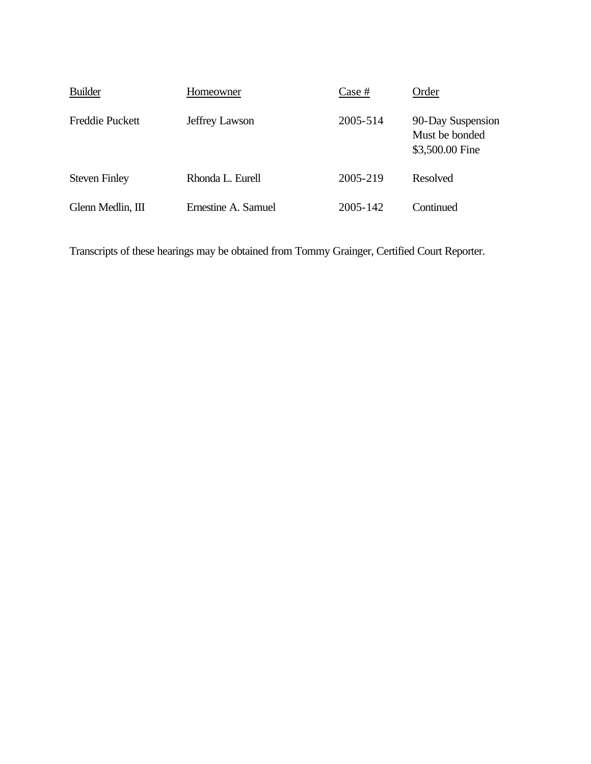| Builder | Homeowner | Case # | Order |
|---|---|---|---|
| Freddie Puckett | Jeffrey Lawson | 2005-514 | 90-Day Suspension<br>Must be bonded<br>$3,500.00 Fine |
| Steven Finley | Rhonda L. Eurell | 2005-219 | Resolved |
| Glenn Medlin, III | Ernestine A. Samuel | 2005-142 | Continued |

Transcripts of these hearings may be obtained from Tommy Grainger, Certified Court Reporter.